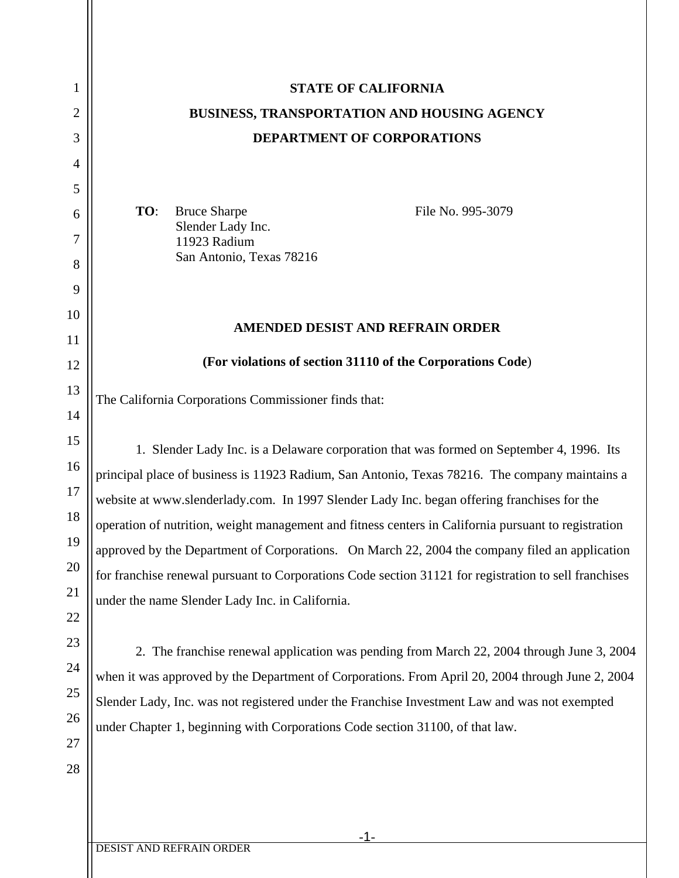**STATE OF CALIFORNIA**

**BUSINESS, TRANSPORTATION AND HOUSING AGENCY**

**DEPARTMENT OF CORPORATIONS**

**TO**: Bruce Sharpe
Slender Lady Inc.
11923 Radium
San Antonio, Texas 78216

File No. 995-3079

**AMENDED DESIST AND REFRAIN ORDER**

**(For violations of section 31110 of the Corporations Code)**

The California Corporations Commissioner finds that:

1. Slender Lady Inc. is a Delaware corporation that was formed on September 4, 1996. Its principal place of business is 11923 Radium, San Antonio, Texas 78216. The company maintains a website at www.slenderlady.com. In 1997 Slender Lady Inc. began offering franchises for the operation of nutrition, weight management and fitness centers in California pursuant to registration approved by the Department of Corporations. On March 22, 2004 the company filed an application for franchise renewal pursuant to Corporations Code section 31121 for registration to sell franchises under the name Slender Lady Inc. in California.

2. The franchise renewal application was pending from March 22, 2004 through June 3, 2004 when it was approved by the Department of Corporations. From April 20, 2004 through June 2, 2004 Slender Lady, Inc. was not registered under the Franchise Investment Law and was not exempted under Chapter 1, beginning with Corporations Code section 31100, of that law.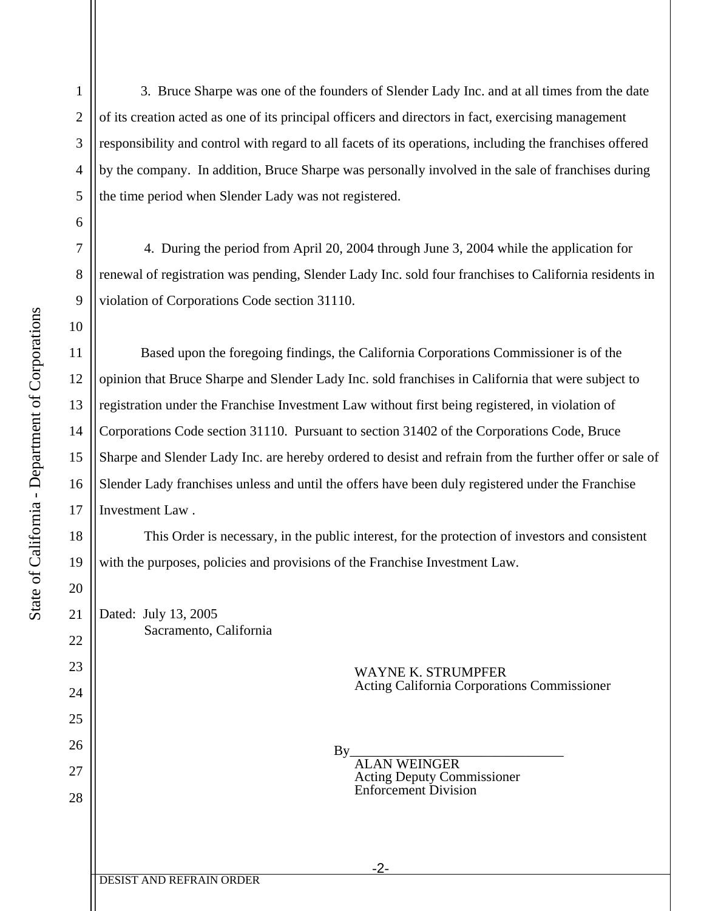3. Bruce Sharpe was one of the founders of Slender Lady Inc. and at all times from the date of its creation acted as one of its principal officers and directors in fact, exercising management responsibility and control with regard to all facets of its operations, including the franchises offered by the company. In addition, Bruce Sharpe was personally involved in the sale of franchises during the time period when Slender Lady was not registered.

4. During the period from April 20, 2004 through June 3, 2004 while the application for renewal of registration was pending, Slender Lady Inc. sold four franchises to California residents in violation of Corporations Code section 31110.

Based upon the foregoing findings, the California Corporations Commissioner is of the opinion that Bruce Sharpe and Slender Lady Inc. sold franchises in California that were subject to registration under the Franchise Investment Law without first being registered, in violation of Corporations Code section 31110. Pursuant to section 31402 of the Corporations Code, Bruce Sharpe and Slender Lady Inc. are hereby ordered to desist and refrain from the further offer or sale of Slender Lady franchises unless and until the offers have been duly registered under the Franchise Investment Law .

This Order is necessary, in the public interest, for the protection of investors and consistent with the purposes, policies and provisions of the Franchise Investment Law.

Dated: July 13, 2005
Sacramento, California

WAYNE K. STRUMPFER
Acting California Corporations Commissioner

By_______________________________
ALAN WEINGER
Acting Deputy Commissioner
Enforcement Division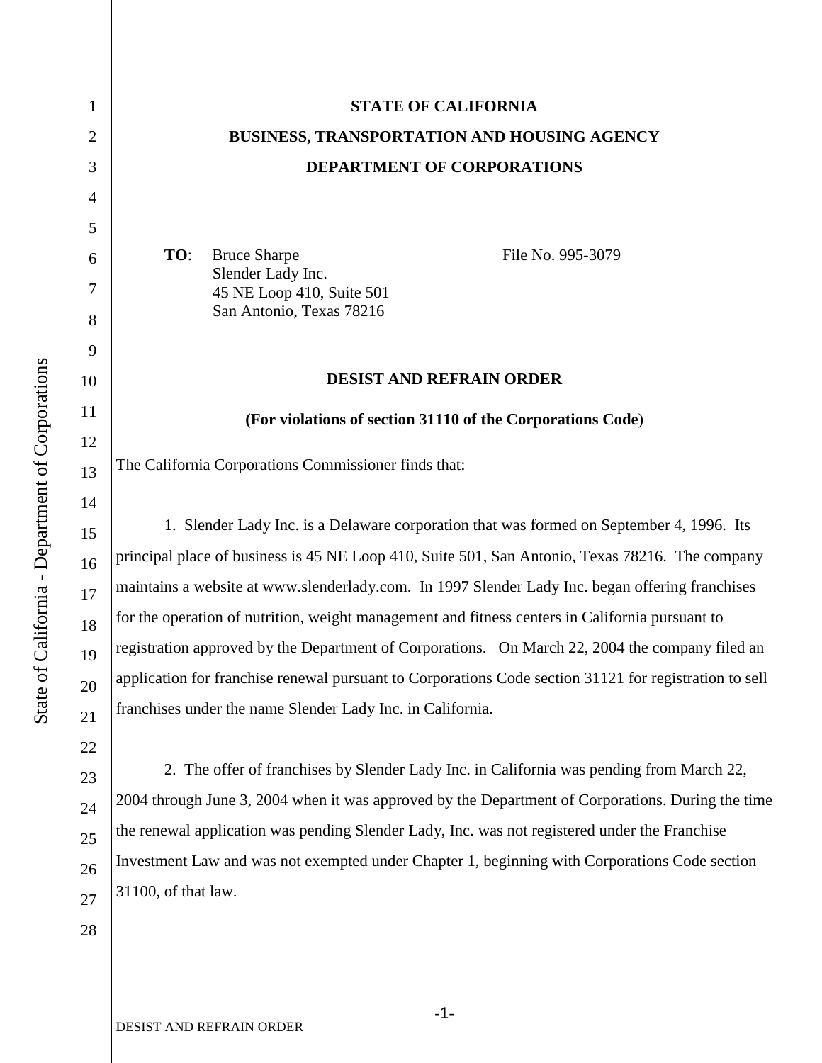# STATE OF CALIFORNIA
## BUSINESS, TRANSPORTATION AND HOUSING AGENCY
## DEPARTMENT OF CORPORATIONS

**TO**: Bruce Sharpe
Slender Lady Inc.
45 NE Loop 410, Suite 501
San Antonio, Texas 78216

File No. 995-3079

## DESIST AND REFRAIN ORDER

**(For violations of section 31110 of the Corporations Code)**

The California Corporations Commissioner finds that:

1. Slender Lady Inc. is a Delaware corporation that was formed on September 4, 1996. Its principal place of business is 45 NE Loop 410, Suite 501, San Antonio, Texas 78216. The company maintains a website at www.slenderlady.com. In 1997 Slender Lady Inc. began offering franchises for the operation of nutrition, weight management and fitness centers in California pursuant to registration approved by the Department of Corporations. On March 22, 2004 the company filed an application for franchise renewal pursuant to Corporations Code section 31121 for registration to sell franchises under the name Slender Lady Inc. in California.

2. The offer of franchises by Slender Lady Inc. in California was pending from March 22, 2004 through June 3, 2004 when it was approved by the Department of Corporations. During the time the renewal application was pending Slender Lady, Inc. was not registered under the Franchise Investment Law and was not exempted under Chapter 1, beginning with Corporations Code section 31100, of that law.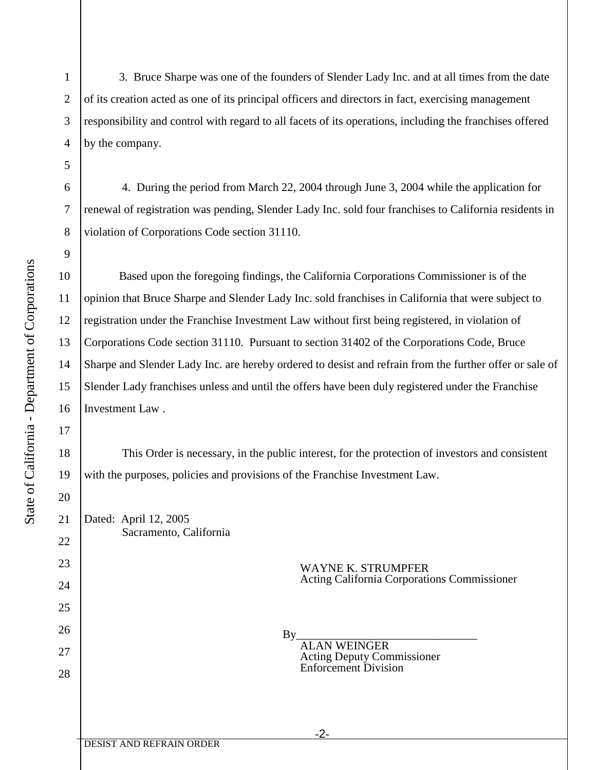3. Bruce Sharpe was one of the founders of Slender Lady Inc. and at all times from the date of its creation acted as one of its principal officers and directors in fact, exercising management responsibility and control with regard to all facets of its operations, including the franchises offered by the company.

4. During the period from March 22, 2004 through June 3, 2004 while the application for renewal of registration was pending, Slender Lady Inc. sold four franchises to California residents in violation of Corporations Code section 31110.

Based upon the foregoing findings, the California Corporations Commissioner is of the opinion that Bruce Sharpe and Slender Lady Inc. sold franchises in California that were subject to registration under the Franchise Investment Law without first being registered, in violation of Corporations Code section 31110. Pursuant to section 31402 of the Corporations Code, Bruce Sharpe and Slender Lady Inc. are hereby ordered to desist and refrain from the further offer or sale of Slender Lady franchises unless and until the offers have been duly registered under the Franchise Investment Law .

This Order is necessary, in the public interest, for the protection of investors and consistent with the purposes, policies and provisions of the Franchise Investment Law.

Dated: April 12, 2005
Sacramento, California

WAYNE K. STRUMPFER
Acting California Corporations Commissioner

By_______________________________
ALAN WEINGER
Acting Deputy Commissioner
Enforcement Division